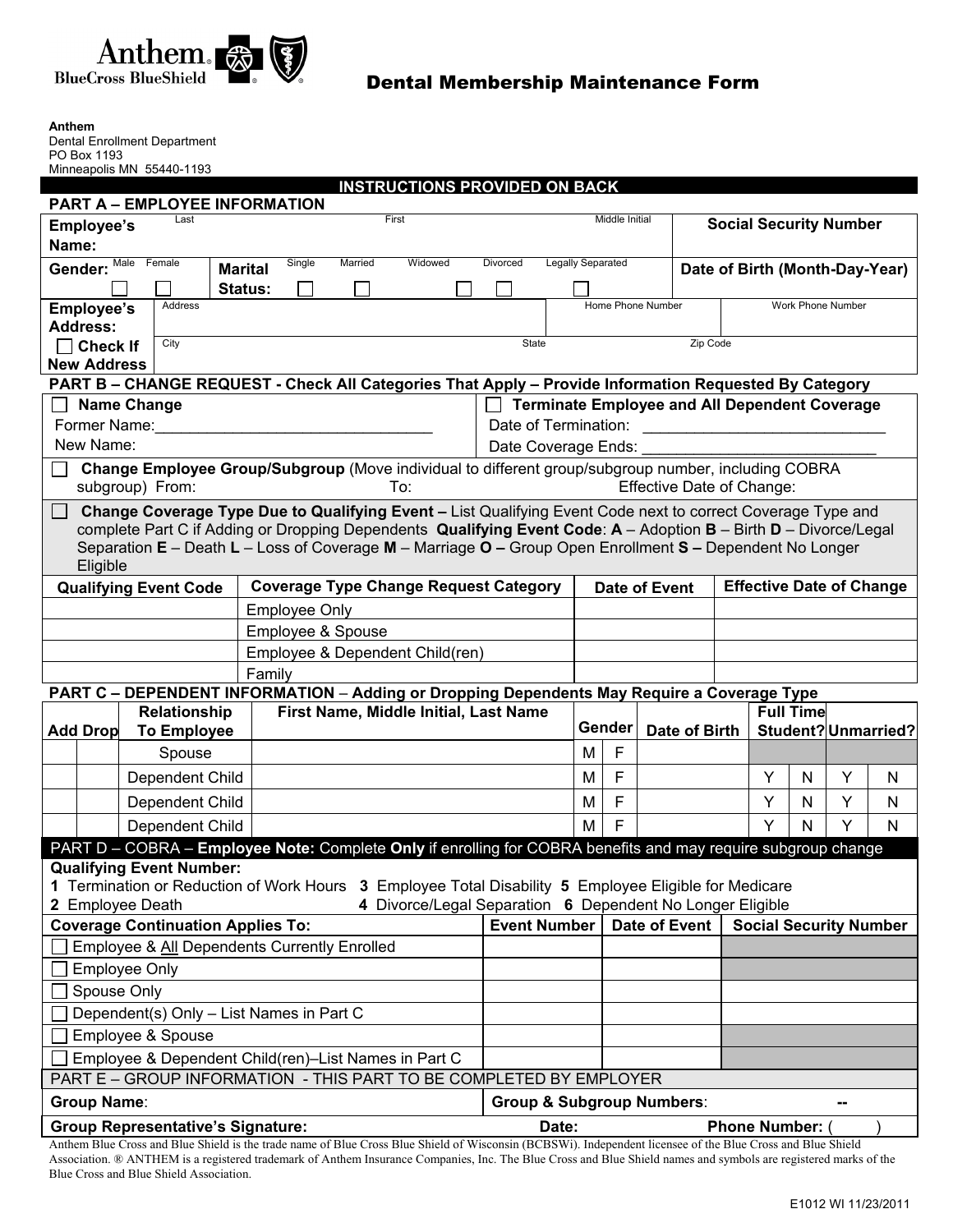Anthem BlueCross BlueShield

# Dental Membership Maintenance Form

**Anthem**
Dental Enrollment Department
PO Box 1193
Minneapolis MN 55440-1193

**INSTRUCTIONS PROVIDED ON BACK**

## PART A – EMPLOYEE INFORMATION

| **Employee's Name:** | Last | First | Middle Initial | **Social Security Number** |
|---|---|---|---|---|
| | | | | |

**Gender:** ☐ Male ☐ Female  **Marital Status:** ☐ Single ☐ Married ☐ Widowed ☐ Divorced ☐ Legally Separated  **Date of Birth (Month-Day-Year)**

| **Employee's Address:** | Address | Home Phone Number | Work Phone Number |
|---|---|---|---|
| ☐ **Check If New Address** | City / State / Zip Code | | |

## PART B – CHANGE REQUEST - Check All Categories That Apply – Provide Information Requested By Category

☐ **Name Change**
Former Name:________________________________
New Name:

☐ **Terminate Employee and All Dependent Coverage**
Date of Termination: ____________________________
Date Coverage Ends: ____________________________

☐ **Change Employee Group/Subgroup** (Move individual to different group/subgroup number, including COBRA subgroup) From: To: Effective Date of Change:

☐ **Change Coverage Type Due to Qualifying Event –** List Qualifying Event Code next to correct Coverage Type and complete Part C if Adding or Dropping Dependents **Qualifying Event Code**: **A** – Adoption **B** – Birth **D** – Divorce/Legal Separation **E** – Death **L** – Loss of Coverage **M** – Marriage **O –** Group Open Enrollment **S –** Dependent No Longer Eligible

| Qualifying Event Code | Coverage Type Change Request Category | Date of Event | Effective Date of Change |
|---|---|---|---|
| | Employee Only | | |
| | Employee & Spouse | | |
| | Employee & Dependent Child(ren) | | |
| | Family | | |

## PART C – DEPENDENT INFORMATION – Adding or Dropping Dependents May Require a Coverage Type

| Add | Drop | Relationship To Employee | First Name, Middle Initial, Last Name | Gender | | Date of Birth | Full Time Student? | | Unmarried? | |
|---|---|---|---|---|---|---|---|---|---|---|
| | | Spouse | | M | F | | | | | |
| | | Dependent Child | | M | F | | Y | N | Y | N |
| | | Dependent Child | | M | F | | Y | N | Y | N |
| | | Dependent Child | | M | F | | Y | N | Y | N |

## PART D – COBRA – Employee Note: Complete Only if enrolling for COBRA benefits and may require subgroup change

**Qualifying Event Number:**
**1** Termination or Reduction of Work Hours **2** Employee Death **3** Employee Total Disability **4** Divorce/Legal Separation **5** Employee Eligible for Medicare **6** Dependent No Longer Eligible

| Coverage Continuation Applies To: | Event Number | Date of Event | Social Security Number |
|---|---|---|---|
| ☐ Employee & All Dependents Currently Enrolled | | | |
| ☐ Employee Only | | | |
| ☐ Spouse Only | | | |
| ☐ Dependent(s) Only – List Names in Part C | | | |
| ☐ Employee & Spouse | | | |
| ☐ Employee & Dependent Child(ren)–List Names in Part C | | | |

## PART E – GROUP INFORMATION - THIS PART TO BE COMPLETED BY EMPLOYER

| **Group Name**: | **Group & Subgroup Numbers**: -- |
|---|---|
| **Group Representative's Signature:** | **Date:** **Phone Number:** ( ) |

Anthem Blue Cross and Blue Shield is the trade name of Blue Cross Blue Shield of Wisconsin (BCBSWi). Independent licensee of the Blue Cross and Blue Shield Association. ® ANTHEM is a registered trademark of Anthem Insurance Companies, Inc. The Blue Cross and Blue Shield names and symbols are registered marks of the Blue Cross and Blue Shield Association.

E1012 WI 11/23/2011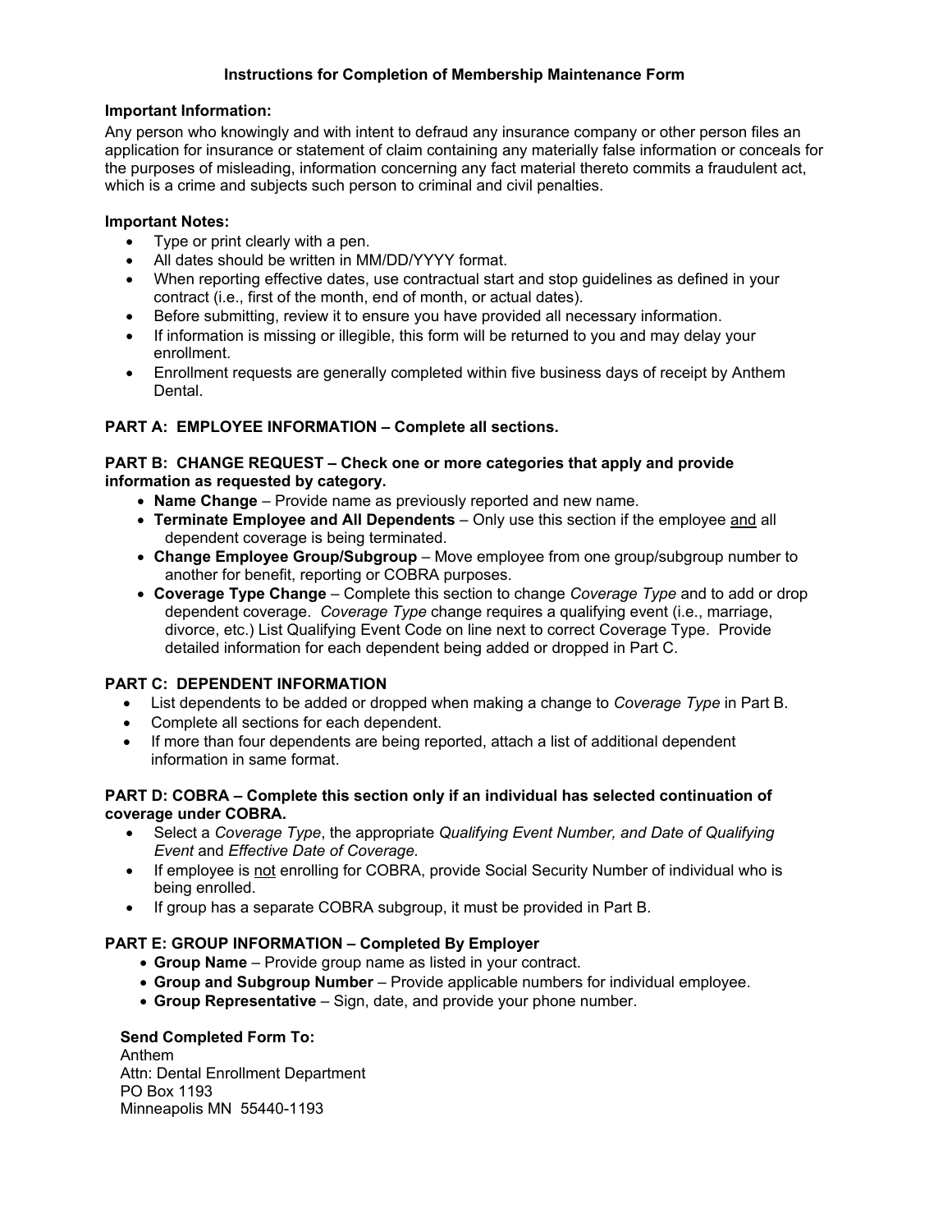# Instructions for Completion of Membership Maintenance Form

**Important Information:**

Any person who knowingly and with intent to defraud any insurance company or other person files an application for insurance or statement of claim containing any materially false information or conceals for the purposes of misleading, information concerning any fact material thereto commits a fraudulent act, which is a crime and subjects such person to criminal and civil penalties.

**Important Notes:**

- Type or print clearly with a pen.
- All dates should be written in MM/DD/YYYY format.
- When reporting effective dates, use contractual start and stop guidelines as defined in your contract (i.e., first of the month, end of month, or actual dates).
- Before submitting, review it to ensure you have provided all necessary information.
- If information is missing or illegible, this form will be returned to you and may delay your enrollment.
- Enrollment requests are generally completed within five business days of receipt by Anthem Dental.

**PART A: EMPLOYEE INFORMATION – Complete all sections.**

**PART B: CHANGE REQUEST – Check one or more categories that apply and provide information as requested by category.**

- **Name Change** – Provide name as previously reported and new name.
- **Terminate Employee and All Dependents** – Only use this section if the employee and all dependent coverage is being terminated.
- **Change Employee Group/Subgroup** – Move employee from one group/subgroup number to another for benefit, reporting or COBRA purposes.
- **Coverage Type Change** – Complete this section to change *Coverage Type* and to add or drop dependent coverage. *Coverage Type* change requires a qualifying event (i.e., marriage, divorce, etc.) List Qualifying Event Code on line next to correct Coverage Type. Provide detailed information for each dependent being added or dropped in Part C.

**PART C: DEPENDENT INFORMATION**

- List dependents to be added or dropped when making a change to *Coverage Type* in Part B.
- Complete all sections for each dependent.
- If more than four dependents are being reported, attach a list of additional dependent information in same format.

**PART D: COBRA – Complete this section only if an individual has selected continuation of coverage under COBRA.**

- Select a *Coverage Type*, the appropriate *Qualifying Event Number, and Date of Qualifying Event* and *Effective Date of Coverage.*
- If employee is not enrolling for COBRA, provide Social Security Number of individual who is being enrolled.
- If group has a separate COBRA subgroup, it must be provided in Part B.

**PART E: GROUP INFORMATION – Completed By Employer**

- **Group Name** – Provide group name as listed in your contract.
- **Group and Subgroup Number** – Provide applicable numbers for individual employee.
- **Group Representative** – Sign, date, and provide your phone number.

**Send Completed Form To:**

Anthem
Attn: Dental Enrollment Department
PO Box 1193
Minneapolis MN 55440-1193